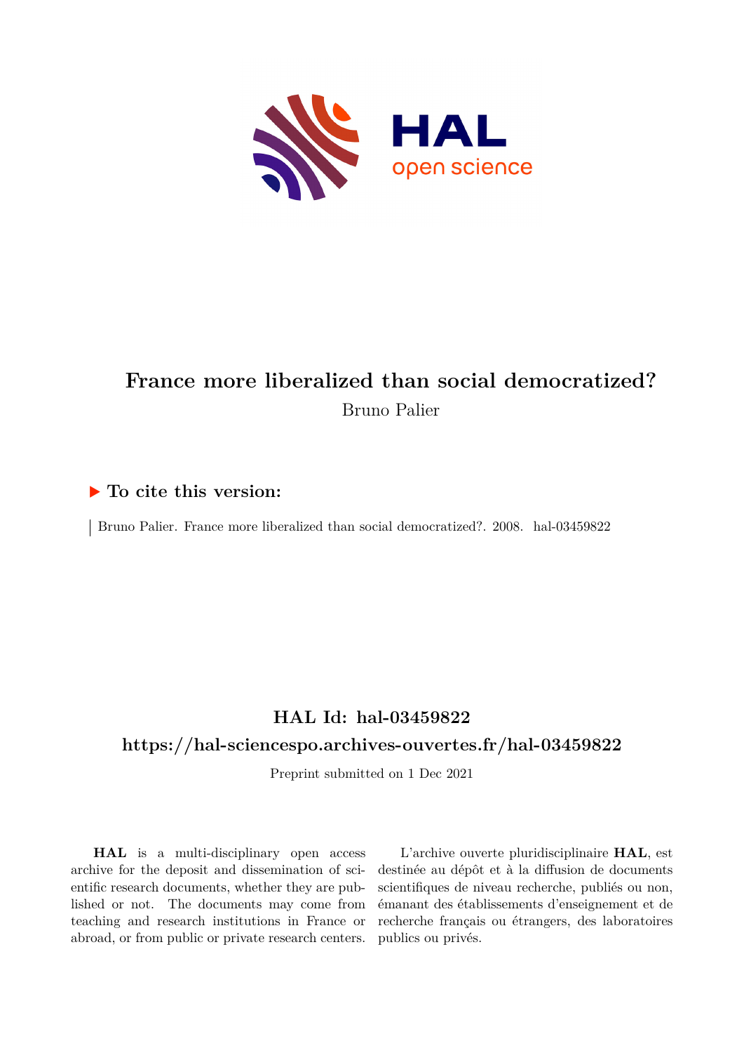# France more liberalized than social democratized?

Bruno Palier

## ▶ To cite this version:

Bruno Palier. France more liberalized than social democratized?. 2008. hal-03459822

## HAL Id: hal-03459822

## https://hal-sciencespo.archives-ouvertes.fr/hal-03459822

Preprint submitted on 1 Dec 2021

**HAL** is a multi-disciplinary open access archive for the deposit and dissemination of scientific research documents, whether they are published or not. The documents may come from teaching and research institutions in France or abroad, or from public or private research centers.

L'archive ouverte pluridisciplinaire **HAL**, est destinée au dépôt et à la diffusion de documents scientifiques de niveau recherche, publiés ou non, émanant des établissements d'enseignement et de recherche français ou étrangers, des laboratoires publics ou privés.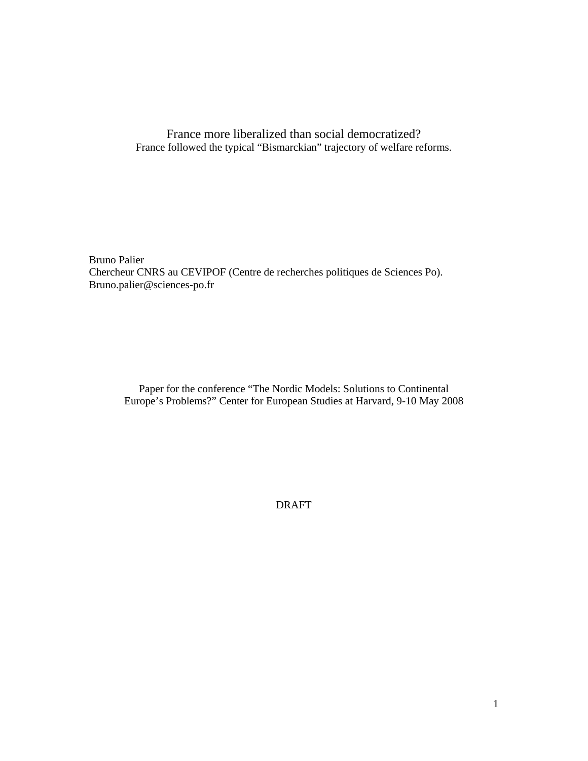# France more liberalized than social democratized?

France followed the typical "Bismarckian" trajectory of welfare reforms.

Bruno Palier
Chercheur CNRS au CEVIPOF (Centre de recherches politiques de Sciences Po).
Bruno.palier@sciences-po.fr

Paper for the conference "The Nordic Models: Solutions to Continental Europe's Problems?" Center for European Studies at Harvard, 9-10 May 2008

DRAFT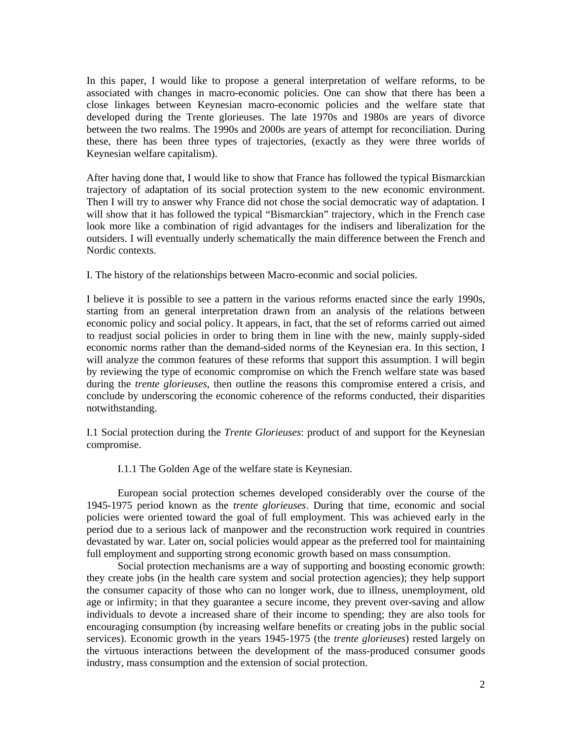In this paper, I would like to propose a general interpretation of welfare reforms, to be associated with changes in macro-economic policies. One can show that there has been a close linkages between Keynesian macro-economic policies and the welfare state that developed during the Trente glorieuses. The late 1970s and 1980s are years of divorce between the two realms. The 1990s and 2000s are years of attempt for reconciliation. During these, there has been three types of trajectories, (exactly as they were three worlds of Keynesian welfare capitalism).

After having done that, I would like to show that France has followed the typical Bismarckian trajectory of adaptation of its social protection system to the new economic environment. Then I will try to answer why France did not chose the social democratic way of adaptation. I will show that it has followed the typical "Bismarckian" trajectory, which in the French case look more like a combination of rigid advantages for the indisers and liberalization for the outsiders. I will eventually underly schematically the main difference between the French and Nordic contexts.

## I. The history of the relationships between Macro-econmic and social policies.

I believe it is possible to see a pattern in the various reforms enacted since the early 1990s, starting from an general interpretation drawn from an analysis of the relations between economic policy and social policy. It appears, in fact, that the set of reforms carried out aimed to readjust social policies in order to bring them in line with the new, mainly supply-sided economic norms rather than the demand-sided norms of the Keynesian era. In this section, I will analyze the common features of these reforms that support this assumption. I will begin by reviewing the type of economic compromise on which the French welfare state was based during the *trente glorieuses*, then outline the reasons this compromise entered a crisis, and conclude by underscoring the economic coherence of the reforms conducted, their disparities notwithstanding.

### I.1 Social protection during the *Trente Glorieuses*: product of and support for the Keynesian compromise.

#### I.1.1 The Golden Age of the welfare state is Keynesian.

European social protection schemes developed considerably over the course of the 1945-1975 period known as the *trente glorieuses*. During that time, economic and social policies were oriented toward the goal of full employment. This was achieved early in the period due to a serious lack of manpower and the reconstruction work required in countries devastated by war. Later on, social policies would appear as the preferred tool for maintaining full employment and supporting strong economic growth based on mass consumption.

Social protection mechanisms are a way of supporting and boosting economic growth: they create jobs (in the health care system and social protection agencies); they help support the consumer capacity of those who can no longer work, due to illness, unemployment, old age or infirmity; in that they guarantee a secure income, they prevent over-saving and allow individuals to devote a increased share of their income to spending; they are also tools for encouraging consumption (by increasing welfare benefits or creating jobs in the public social services). Economic growth in the years 1945-1975 (the *trente glorieuses*) rested largely on the virtuous interactions between the development of the mass-produced consumer goods industry, mass consumption and the extension of social protection.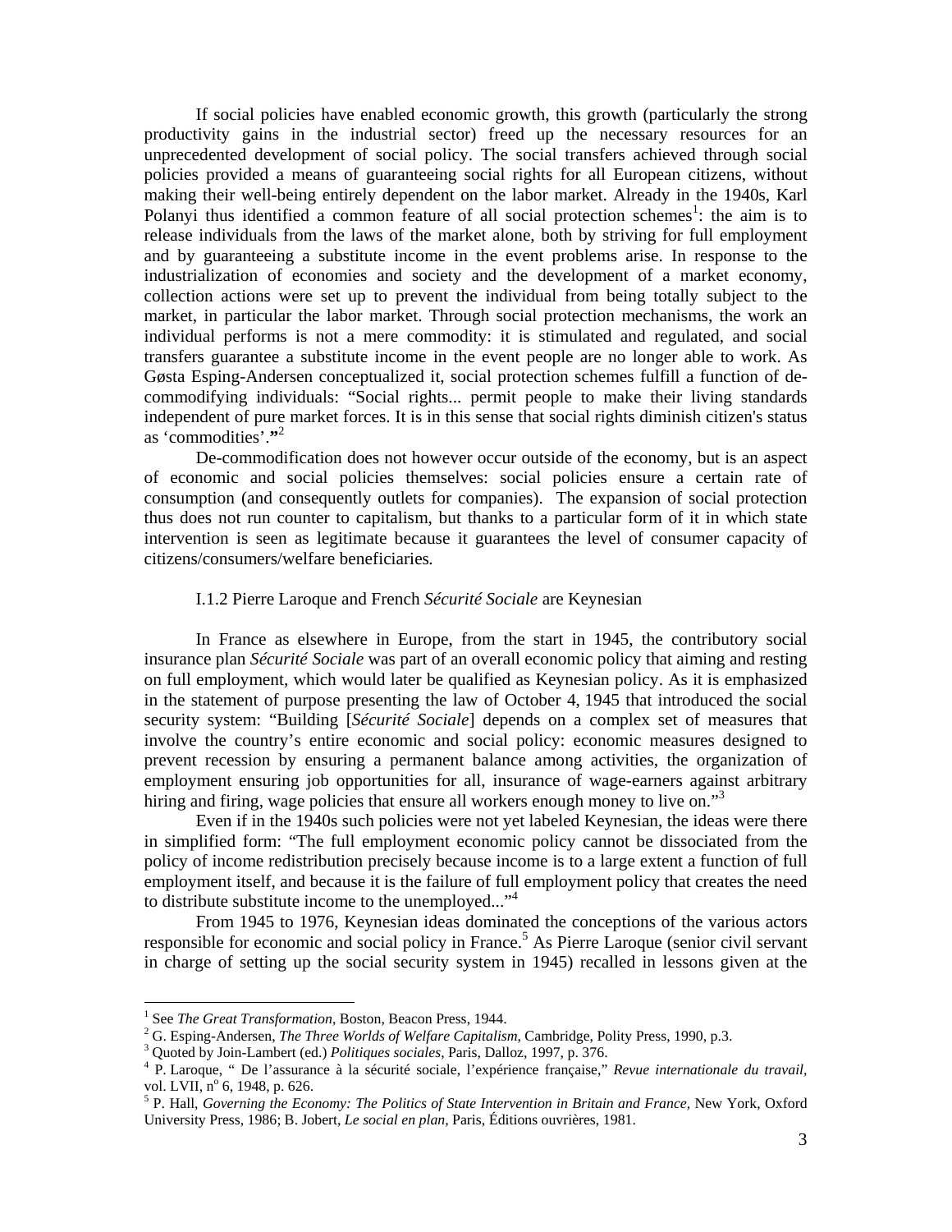If social policies have enabled economic growth, this growth (particularly the strong productivity gains in the industrial sector) freed up the necessary resources for an unprecedented development of social policy. The social transfers achieved through social policies provided a means of guaranteeing social rights for all European citizens, without making their well-being entirely dependent on the labor market. Already in the 1940s, Karl Polanyi thus identified a common feature of all social protection schemes[1]: the aim is to release individuals from the laws of the market alone, both by striving for full employment and by guaranteeing a substitute income in the event problems arise. In response to the industrialization of economies and society and the development of a market economy, collection actions were set up to prevent the individual from being totally subject to the market, in particular the labor market. Through social protection mechanisms, the work an individual performs is not a mere commodity: it is stimulated and regulated, and social transfers guarantee a substitute income in the event people are no longer able to work. As Gøsta Esping-Andersen conceptualized it, social protection schemes fulfill a function of de-commodifying individuals: "Social rights... permit people to make their living standards independent of pure market forces. It is in this sense that social rights diminish citizen's status as 'commodities'."[2]

De-commodification does not however occur outside of the economy, but is an aspect of economic and social policies themselves: social policies ensure a certain rate of consumption (and consequently outlets for companies). The expansion of social protection thus does not run counter to capitalism, but thanks to a particular form of it in which state intervention is seen as legitimate because it guarantees the level of consumer capacity of citizens/consumers/welfare beneficiaries.

### I.1.2 Pierre Laroque and French *Sécurité Sociale* are Keynesian

In France as elsewhere in Europe, from the start in 1945, the contributory social insurance plan *Sécurité Sociale* was part of an overall economic policy that aiming and resting on full employment, which would later be qualified as Keynesian policy. As it is emphasized in the statement of purpose presenting the law of October 4, 1945 that introduced the social security system: "Building [*Sécurité Sociale*] depends on a complex set of measures that involve the country's entire economic and social policy: economic measures designed to prevent recession by ensuring a permanent balance among activities, the organization of employment ensuring job opportunities for all, insurance of wage-earners against arbitrary hiring and firing, wage policies that ensure all workers enough money to live on."[3]

Even if in the 1940s such policies were not yet labeled Keynesian, the ideas were there in simplified form: "The full employment economic policy cannot be dissociated from the policy of income redistribution precisely because income is to a large extent a function of full employment itself, and because it is the failure of full employment policy that creates the need to distribute substitute income to the unemployed..."[4]

From 1945 to 1976, Keynesian ideas dominated the conceptions of the various actors responsible for economic and social policy in France.[5] As Pierre Laroque (senior civil servant in charge of setting up the social security system in 1945) recalled in lessons given at the

---

[1] See *The Great Transformation*, Boston, Beacon Press, 1944.

[2] G. Esping-Andersen, *The Three Worlds of Welfare Capitalism*, Cambridge, Polity Press, 1990, p.3.

[3] Quoted by Join-Lambert (ed.) *Politiques sociales*, Paris, Dalloz, 1997, p. 376.

[4] P. Laroque, " De l'assurance à la sécurité sociale, l'expérience française," *Revue internationale du travail*, vol. LVII, n° 6, 1948, p. 626.

[5] P. Hall, *Governing the Economy: The Politics of State Intervention in Britain and France,* New York, Oxford University Press, 1986; B. Jobert, *Le social en plan,* Paris, Éditions ouvrières, 1981.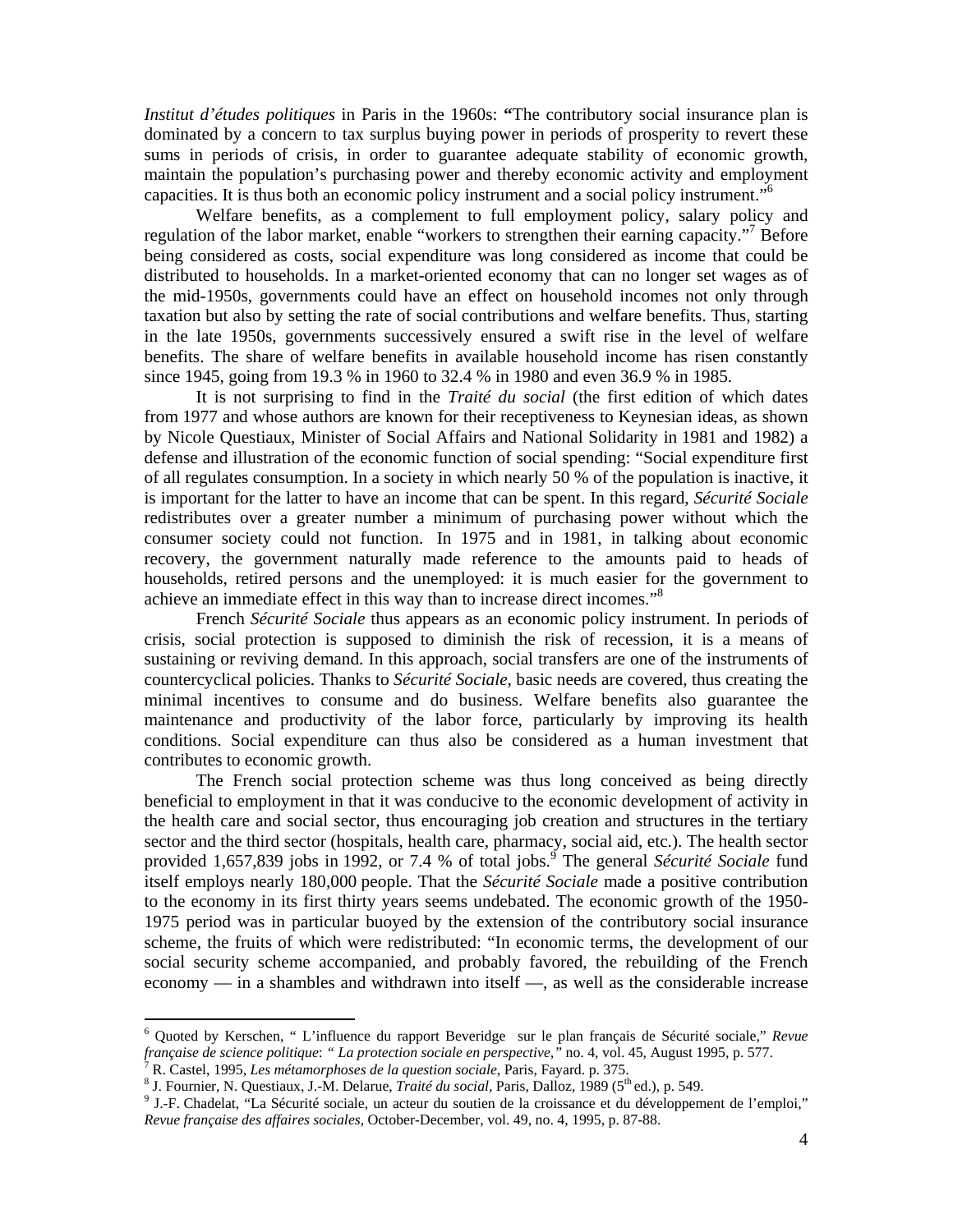*Institut d'études politiques* in Paris in the 1960s: "The contributory social insurance plan is dominated by a concern to tax surplus buying power in periods of prosperity to revert these sums in periods of crisis, in order to guarantee adequate stability of economic growth, maintain the population's purchasing power and thereby economic activity and employment capacities. It is thus both an economic policy instrument and a social policy instrument."[6]

Welfare benefits, as a complement to full employment policy, salary policy and regulation of the labor market, enable "workers to strengthen their earning capacity."[7] Before being considered as costs, social expenditure was long considered as income that could be distributed to households. In a market-oriented economy that can no longer set wages as of the mid-1950s, governments could have an effect on household incomes not only through taxation but also by setting the rate of social contributions and welfare benefits. Thus, starting in the late 1950s, governments successively ensured a swift rise in the level of welfare benefits. The share of welfare benefits in available household income has risen constantly since 1945, going from 19.3 % in 1960 to 32.4 % in 1980 and even 36.9 % in 1985.

It is not surprising to find in the *Traité du social* (the first edition of which dates from 1977 and whose authors are known for their receptiveness to Keynesian ideas, as shown by Nicole Questiaux, Minister of Social Affairs and National Solidarity in 1981 and 1982) a defense and illustration of the economic function of social spending: "Social expenditure first of all regulates consumption. In a society in which nearly 50 % of the population is inactive, it is important for the latter to have an income that can be spent. In this regard, *Sécurité Sociale* redistributes over a greater number a minimum of purchasing power without which the consumer society could not function. In 1975 and in 1981, in talking about economic recovery, the government naturally made reference to the amounts paid to heads of households, retired persons and the unemployed: it is much easier for the government to achieve an immediate effect in this way than to increase direct incomes."[8]

French *Sécurité Sociale* thus appears as an economic policy instrument. In periods of crisis, social protection is supposed to diminish the risk of recession, it is a means of sustaining or reviving demand. In this approach, social transfers are one of the instruments of countercyclical policies. Thanks to *Sécurité Sociale*, basic needs are covered, thus creating the minimal incentives to consume and do business. Welfare benefits also guarantee the maintenance and productivity of the labor force, particularly by improving its health conditions. Social expenditure can thus also be considered as a human investment that contributes to economic growth.

The French social protection scheme was thus long conceived as being directly beneficial to employment in that it was conducive to the economic development of activity in the health care and social sector, thus encouraging job creation and structures in the tertiary sector and the third sector (hospitals, health care, pharmacy, social aid, etc.). The health sector provided 1,657,839 jobs in 1992, or 7.4 % of total jobs.[9] The general *Sécurité Sociale* fund itself employs nearly 180,000 people. That the *Sécurité Sociale* made a positive contribution to the economy in its first thirty years seems undebated. The economic growth of the 1950-1975 period was in particular buoyed by the extension of the contributory social insurance scheme, the fruits of which were redistributed: "In economic terms, the development of our social security scheme accompanied, and probably favored, the rebuilding of the French economy — in a shambles and withdrawn into itself —, as well as the considerable increase

[6] Quoted by Kerschen, " L'influence du rapport Beveridge sur le plan français de Sécurité sociale," *Revue française de science politique*: *" La protection sociale en perspective,"* no. 4, vol. 45, August 1995, p. 577.

[7] R. Castel, 1995, *Les métamorphoses de la question sociale*, Paris, Fayard. p. 375.

[8] J. Fournier, N. Questiaux, J.-M. Delarue, *Traité du social*, Paris, Dalloz, 1989 (5th ed.), p. 549.

[9] J.-F. Chadelat, "La Sécurité sociale, un acteur du soutien de la croissance et du développement de l'emploi," *Revue française des affaires sociales*, October-December, vol. 49, no. 4, 1995, p. 87-88.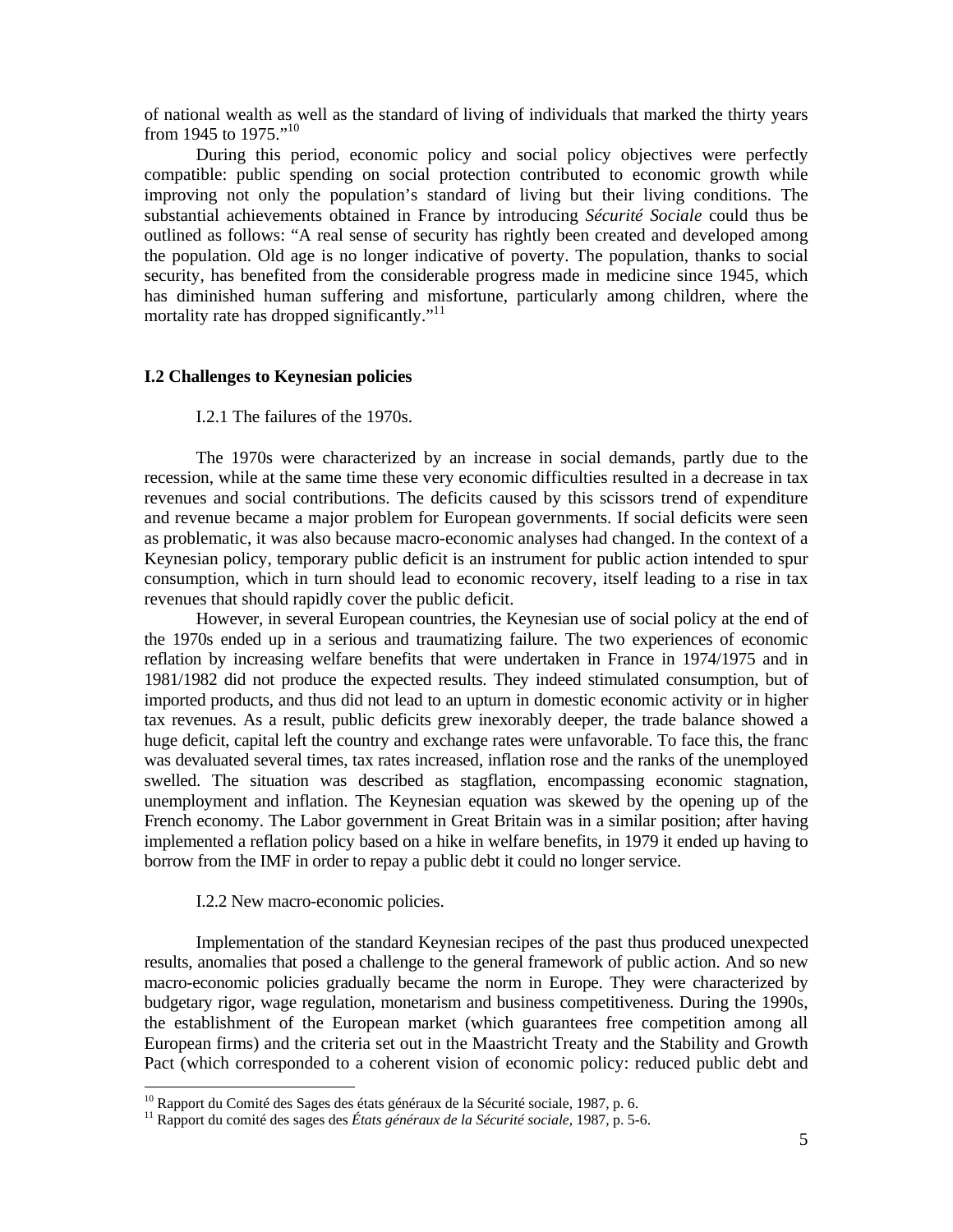of national wealth as well as the standard of living of individuals that marked the thirty years from 1945 to 1975."[10]

During this period, economic policy and social policy objectives were perfectly compatible: public spending on social protection contributed to economic growth while improving not only the population's standard of living but their living conditions. The substantial achievements obtained in France by introducing *Sécurité Sociale* could thus be outlined as follows: "A real sense of security has rightly been created and developed among the population. Old age is no longer indicative of poverty. The population, thanks to social security, has benefited from the considerable progress made in medicine since 1945, which has diminished human suffering and misfortune, particularly among children, where the mortality rate has dropped significantly."[11]

### I.2 Challenges to Keynesian policies

#### I.2.1 The failures of the 1970s.

The 1970s were characterized by an increase in social demands, partly due to the recession, while at the same time these very economic difficulties resulted in a decrease in tax revenues and social contributions. The deficits caused by this scissors trend of expenditure and revenue became a major problem for European governments. If social deficits were seen as problematic, it was also because macro-economic analyses had changed. In the context of a Keynesian policy, temporary public deficit is an instrument for public action intended to spur consumption, which in turn should lead to economic recovery, itself leading to a rise in tax revenues that should rapidly cover the public deficit.

However, in several European countries, the Keynesian use of social policy at the end of the 1970s ended up in a serious and traumatizing failure. The two experiences of economic reflation by increasing welfare benefits that were undertaken in France in 1974/1975 and in 1981/1982 did not produce the expected results. They indeed stimulated consumption, but of imported products, and thus did not lead to an upturn in domestic economic activity or in higher tax revenues. As a result, public deficits grew inexorably deeper, the trade balance showed a huge deficit, capital left the country and exchange rates were unfavorable. To face this, the franc was devaluated several times, tax rates increased, inflation rose and the ranks of the unemployed swelled. The situation was described as stagflation, encompassing economic stagnation, unemployment and inflation. The Keynesian equation was skewed by the opening up of the French economy. The Labor government in Great Britain was in a similar position; after having implemented a reflation policy based on a hike in welfare benefits, in 1979 it ended up having to borrow from the IMF in order to repay a public debt it could no longer service.

#### I.2.2 New macro-economic policies.

Implementation of the standard Keynesian recipes of the past thus produced unexpected results, anomalies that posed a challenge to the general framework of public action. And so new macro-economic policies gradually became the norm in Europe. They were characterized by budgetary rigor, wage regulation, monetarism and business competitiveness. During the 1990s, the establishment of the European market (which guarantees free competition among all European firms) and the criteria set out in the Maastricht Treaty and the Stability and Growth Pact (which corresponded to a coherent vision of economic policy: reduced public debt and

---

[10] Rapport du Comité des Sages des états généraux de la Sécurité sociale, 1987, p. 6.

[11] Rapport du comité des sages des *États généraux de la Sécurité sociale*, 1987, p. 5-6.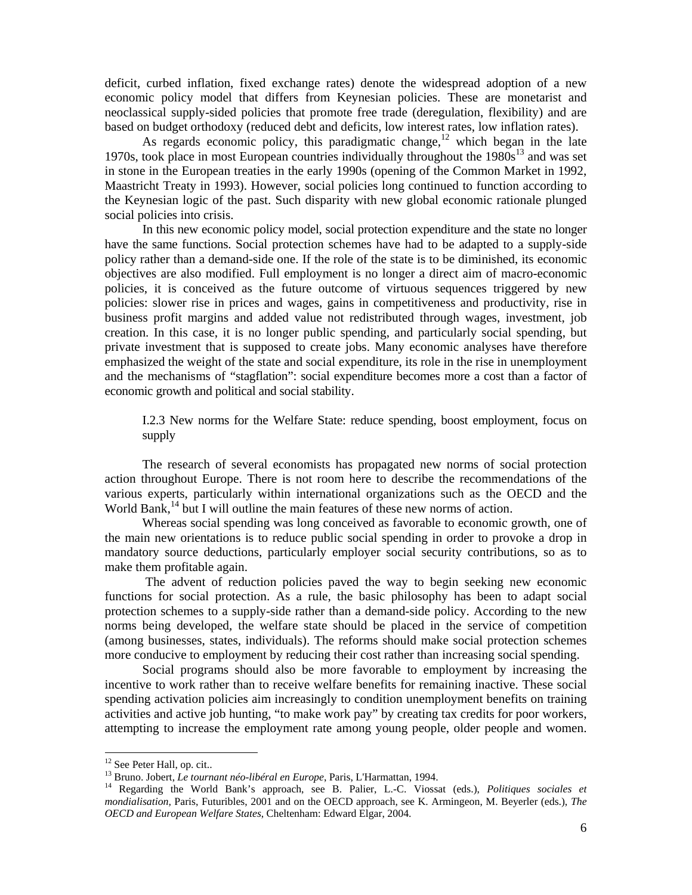deficit, curbed inflation, fixed exchange rates) denote the widespread adoption of a new economic policy model that differs from Keynesian policies. These are monetarist and neoclassical supply-sided policies that promote free trade (deregulation, flexibility) and are based on budget orthodoxy (reduced debt and deficits, low interest rates, low inflation rates).

As regards economic policy, this paradigmatic change,[12] which began in the late 1970s, took place in most European countries individually throughout the 1980s[13] and was set in stone in the European treaties in the early 1990s (opening of the Common Market in 1992, Maastricht Treaty in 1993). However, social policies long continued to function according to the Keynesian logic of the past. Such disparity with new global economic rationale plunged social policies into crisis.

In this new economic policy model, social protection expenditure and the state no longer have the same functions. Social protection schemes have had to be adapted to a supply-side policy rather than a demand-side one. If the role of the state is to be diminished, its economic objectives are also modified. Full employment is no longer a direct aim of macro-economic policies, it is conceived as the future outcome of virtuous sequences triggered by new policies: slower rise in prices and wages, gains in competitiveness and productivity, rise in business profit margins and added value not redistributed through wages, investment, job creation. In this case, it is no longer public spending, and particularly social spending, but private investment that is supposed to create jobs. Many economic analyses have therefore emphasized the weight of the state and social expenditure, its role in the rise in unemployment and the mechanisms of "stagflation": social expenditure becomes more a cost than a factor of economic growth and political and social stability.

### I.2.3 New norms for the Welfare State: reduce spending, boost employment, focus on supply

The research of several economists has propagated new norms of social protection action throughout Europe. There is not room here to describe the recommendations of the various experts, particularly within international organizations such as the OECD and the World Bank,[14] but I will outline the main features of these new norms of action.

Whereas social spending was long conceived as favorable to economic growth, one of the main new orientations is to reduce public social spending in order to provoke a drop in mandatory source deductions, particularly employer social security contributions, so as to make them profitable again.

The advent of reduction policies paved the way to begin seeking new economic functions for social protection. As a rule, the basic philosophy has been to adapt social protection schemes to a supply-side rather than a demand-side policy. According to the new norms being developed, the welfare state should be placed in the service of competition (among businesses, states, individuals). The reforms should make social protection schemes more conducive to employment by reducing their cost rather than increasing social spending.

Social programs should also be more favorable to employment by increasing the incentive to work rather than to receive welfare benefits for remaining inactive. These social spending activation policies aim increasingly to condition unemployment benefits on training activities and active job hunting, "to make work pay" by creating tax credits for poor workers, attempting to increase the employment rate among young people, older people and women.

---

[12] See Peter Hall, op. cit..

[13] Bruno. Jobert, *Le tournant néo-libéral en Europe*, Paris, L'Harmattan, 1994.

[14] Regarding the World Bank's approach, see B. Palier, L.-C. Viossat (eds.), *Politiques sociales et mondialisation,* Paris, Futuribles, 2001 and on the OECD approach, see K. Armingeon, M. Beyerler (eds.), *The OECD and European Welfare States*, Cheltenham: Edward Elgar, 2004.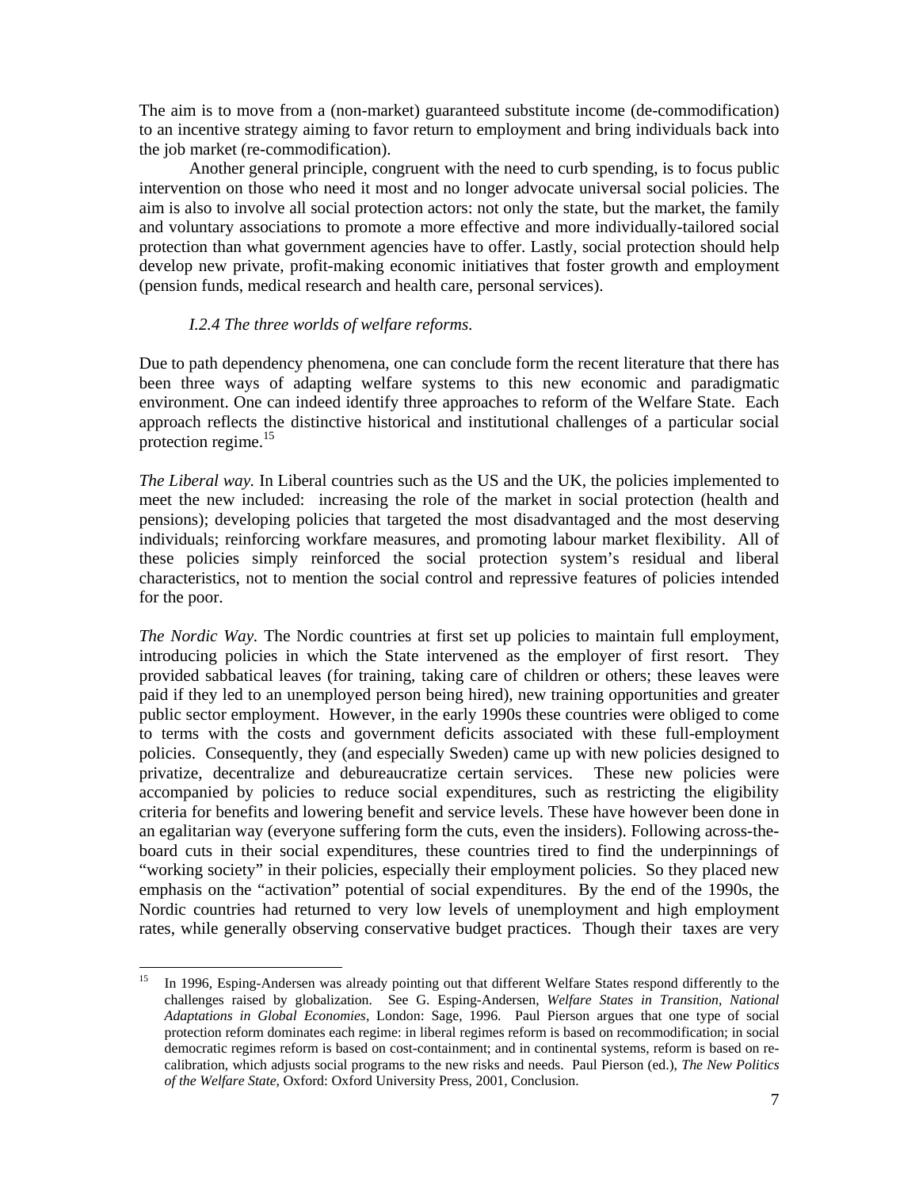The aim is to move from a (non-market) guaranteed substitute income (de-commodification) to an incentive strategy aiming to favor return to employment and bring individuals back into the job market (re-commodification).

Another general principle, congruent with the need to curb spending, is to focus public intervention on those who need it most and no longer advocate universal social policies. The aim is also to involve all social protection actors: not only the state, but the market, the family and voluntary associations to promote a more effective and more individually-tailored social protection than what government agencies have to offer. Lastly, social protection should help develop new private, profit-making economic initiatives that foster growth and employment (pension funds, medical research and health care, personal services).

*I.2.4 The three worlds of welfare reforms.*

Due to path dependency phenomena, one can conclude form the recent literature that there has been three ways of adapting welfare systems to this new economic and paradigmatic environment. One can indeed identify three approaches to reform of the Welfare State. Each approach reflects the distinctive historical and institutional challenges of a particular social protection regime.[15]

*The Liberal way.* In Liberal countries such as the US and the UK, the policies implemented to meet the new included: increasing the role of the market in social protection (health and pensions); developing policies that targeted the most disadvantaged and the most deserving individuals; reinforcing workfare measures, and promoting labour market flexibility. All of these policies simply reinforced the social protection system's residual and liberal characteristics, not to mention the social control and repressive features of policies intended for the poor.

*The Nordic Way.* The Nordic countries at first set up policies to maintain full employment, introducing policies in which the State intervened as the employer of first resort. They provided sabbatical leaves (for training, taking care of children or others; these leaves were paid if they led to an unemployed person being hired), new training opportunities and greater public sector employment. However, in the early 1990s these countries were obliged to come to terms with the costs and government deficits associated with these full-employment policies. Consequently, they (and especially Sweden) came up with new policies designed to privatize, decentralize and debureaucratize certain services. These new policies were accompanied by policies to reduce social expenditures, such as restricting the eligibility criteria for benefits and lowering benefit and service levels. These have however been done in an egalitarian way (everyone suffering form the cuts, even the insiders). Following across-the-board cuts in their social expenditures, these countries tired to find the underpinnings of "working society" in their policies, especially their employment policies. So they placed new emphasis on the "activation" potential of social expenditures. By the end of the 1990s, the Nordic countries had returned to very low levels of unemployment and high employment rates, while generally observing conservative budget practices. Though their taxes are very

---

[15] In 1996, Esping-Andersen was already pointing out that different Welfare States respond differently to the challenges raised by globalization. See G. Esping-Andersen, *Welfare States in Transition, National Adaptations in Global Economies*, London: Sage, 1996. Paul Pierson argues that one type of social protection reform dominates each regime: in liberal regimes reform is based on recommodification; in social democratic regimes reform is based on cost-containment; and in continental systems, reform is based on re-calibration, which adjusts social programs to the new risks and needs. Paul Pierson (ed.), *The New Politics of the Welfare State*, Oxford: Oxford University Press, 2001, Conclusion.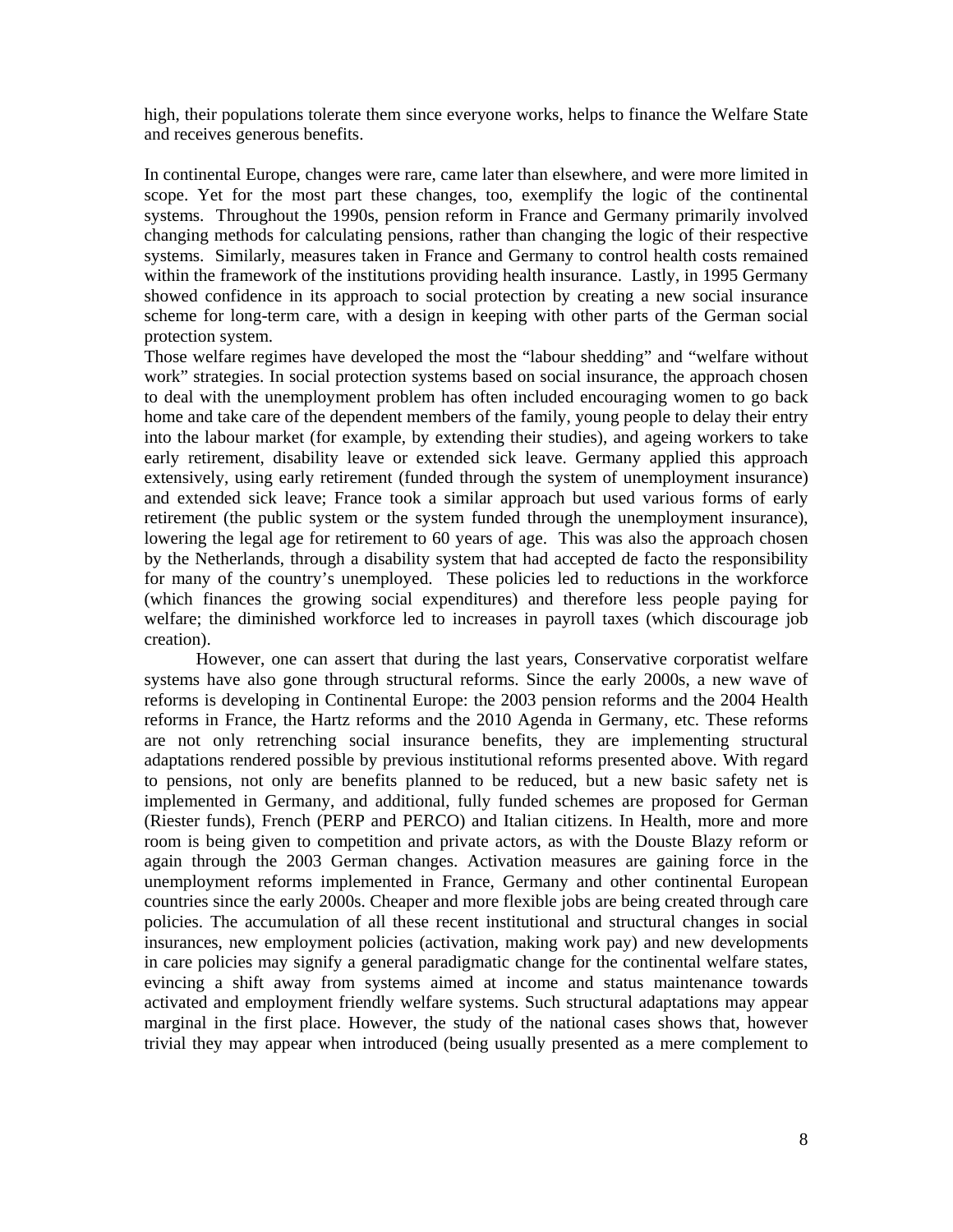high, their populations tolerate them since everyone works, helps to finance the Welfare State and receives generous benefits.

In continental Europe, changes were rare, came later than elsewhere, and were more limited in scope. Yet for the most part these changes, too, exemplify the logic of the continental systems. Throughout the 1990s, pension reform in France and Germany primarily involved changing methods for calculating pensions, rather than changing the logic of their respective systems. Similarly, measures taken in France and Germany to control health costs remained within the framework of the institutions providing health insurance. Lastly, in 1995 Germany showed confidence in its approach to social protection by creating a new social insurance scheme for long-term care, with a design in keeping with other parts of the German social protection system.

Those welfare regimes have developed the most the "labour shedding" and "welfare without work" strategies. In social protection systems based on social insurance, the approach chosen to deal with the unemployment problem has often included encouraging women to go back home and take care of the dependent members of the family, young people to delay their entry into the labour market (for example, by extending their studies), and ageing workers to take early retirement, disability leave or extended sick leave. Germany applied this approach extensively, using early retirement (funded through the system of unemployment insurance) and extended sick leave; France took a similar approach but used various forms of early retirement (the public system or the system funded through the unemployment insurance), lowering the legal age for retirement to 60 years of age. This was also the approach chosen by the Netherlands, through a disability system that had accepted de facto the responsibility for many of the country's unemployed. These policies led to reductions in the workforce (which finances the growing social expenditures) and therefore less people paying for welfare; the diminished workforce led to increases in payroll taxes (which discourage job creation).

However, one can assert that during the last years, Conservative corporatist welfare systems have also gone through structural reforms. Since the early 2000s, a new wave of reforms is developing in Continental Europe: the 2003 pension reforms and the 2004 Health reforms in France, the Hartz reforms and the 2010 Agenda in Germany, etc. These reforms are not only retrenching social insurance benefits, they are implementing structural adaptations rendered possible by previous institutional reforms presented above. With regard to pensions, not only are benefits planned to be reduced, but a new basic safety net is implemented in Germany, and additional, fully funded schemes are proposed for German (Riester funds), French (PERP and PERCO) and Italian citizens. In Health, more and more room is being given to competition and private actors, as with the Douste Blazy reform or again through the 2003 German changes. Activation measures are gaining force in the unemployment reforms implemented in France, Germany and other continental European countries since the early 2000s. Cheaper and more flexible jobs are being created through care policies. The accumulation of all these recent institutional and structural changes in social insurances, new employment policies (activation, making work pay) and new developments in care policies may signify a general paradigmatic change for the continental welfare states, evincing a shift away from systems aimed at income and status maintenance towards activated and employment friendly welfare systems. Such structural adaptations may appear marginal in the first place. However, the study of the national cases shows that, however trivial they may appear when introduced (being usually presented as a mere complement to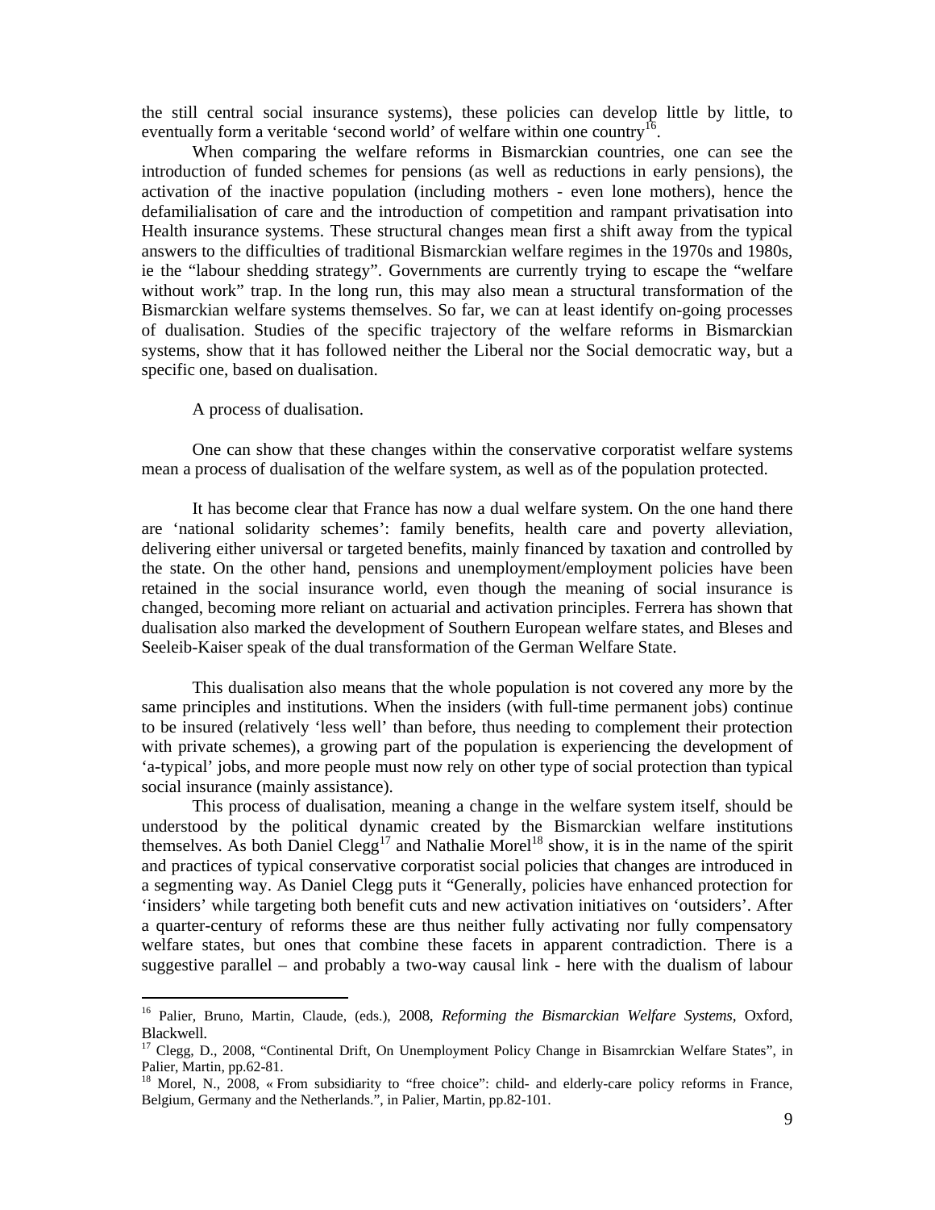the still central social insurance systems), these policies can develop little by little, to eventually form a veritable 'second world' of welfare within one country[16].

When comparing the welfare reforms in Bismarckian countries, one can see the introduction of funded schemes for pensions (as well as reductions in early pensions), the activation of the inactive population (including mothers - even lone mothers), hence the defamilialisation of care and the introduction of competition and rampant privatisation into Health insurance systems. These structural changes mean first a shift away from the typical answers to the difficulties of traditional Bismarckian welfare regimes in the 1970s and 1980s, ie the "labour shedding strategy". Governments are currently trying to escape the "welfare without work" trap. In the long run, this may also mean a structural transformation of the Bismarckian welfare systems themselves. So far, we can at least identify on-going processes of dualisation. Studies of the specific trajectory of the welfare reforms in Bismarckian systems, show that it has followed neither the Liberal nor the Social democratic way, but a specific one, based on dualisation.

A process of dualisation.

One can show that these changes within the conservative corporatist welfare systems mean a process of dualisation of the welfare system, as well as of the population protected.

It has become clear that France has now a dual welfare system. On the one hand there are 'national solidarity schemes': family benefits, health care and poverty alleviation, delivering either universal or targeted benefits, mainly financed by taxation and controlled by the state. On the other hand, pensions and unemployment/employment policies have been retained in the social insurance world, even though the meaning of social insurance is changed, becoming more reliant on actuarial and activation principles. Ferrera has shown that dualisation also marked the development of Southern European welfare states, and Bleses and Seeleib-Kaiser speak of the dual transformation of the German Welfare State.

This dualisation also means that the whole population is not covered any more by the same principles and institutions. When the insiders (with full-time permanent jobs) continue to be insured (relatively 'less well' than before, thus needing to complement their protection with private schemes), a growing part of the population is experiencing the development of 'a-typical' jobs, and more people must now rely on other type of social protection than typical social insurance (mainly assistance).

This process of dualisation, meaning a change in the welfare system itself, should be understood by the political dynamic created by the Bismarckian welfare institutions themselves. As both Daniel Clegg[17] and Nathalie Morel[18] show, it is in the name of the spirit and practices of typical conservative corporatist social policies that changes are introduced in a segmenting way. As Daniel Clegg puts it "Generally, policies have enhanced protection for 'insiders' while targeting both benefit cuts and new activation initiatives on 'outsiders'. After a quarter-century of reforms these are thus neither fully activating nor fully compensatory welfare states, but ones that combine these facets in apparent contradiction. There is a suggestive parallel – and probably a two-way causal link - here with the dualism of labour

---

[16] Palier, Bruno, Martin, Claude, (eds.), 2008, *Reforming the Bismarckian Welfare Systems*, Oxford, Blackwell.

[17] Clegg, D., 2008, "Continental Drift, On Unemployment Policy Change in Bisamrckian Welfare States", in Palier, Martin, pp.62-81.

[18] Morel, N., 2008, « From subsidiarity to "free choice": child- and elderly-care policy reforms in France, Belgium, Germany and the Netherlands.", in Palier, Martin, pp.82-101.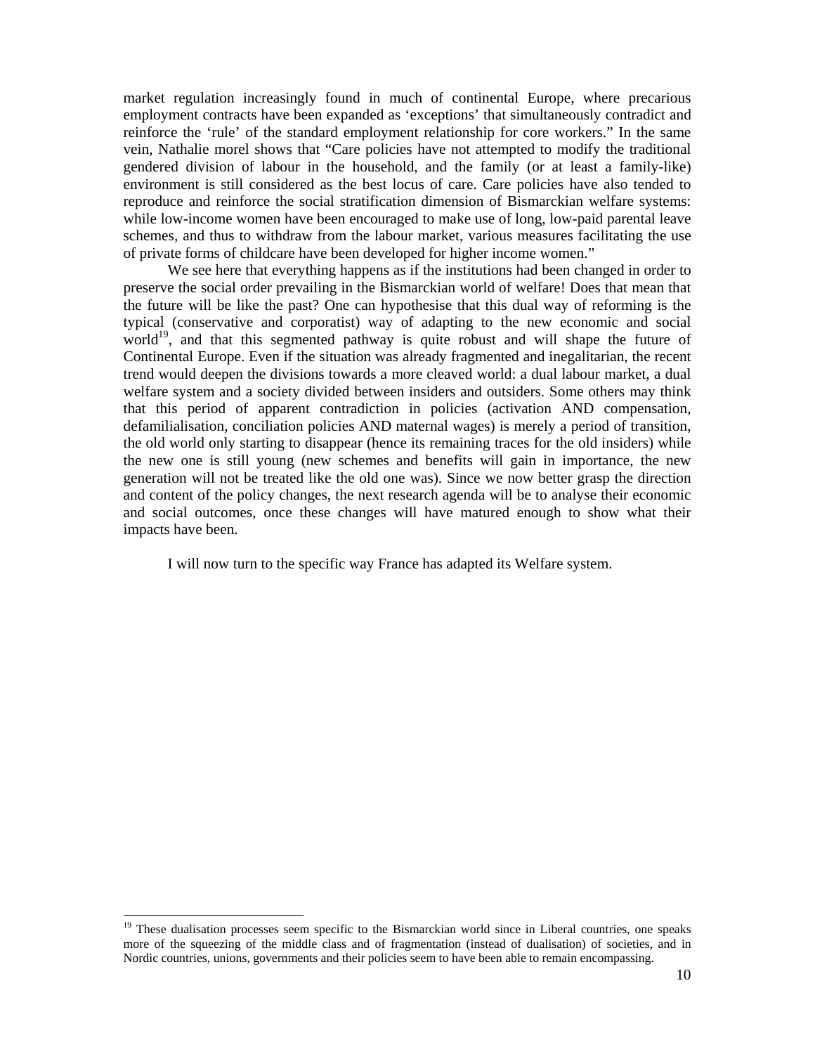market regulation increasingly found in much of continental Europe, where precarious employment contracts have been expanded as 'exceptions' that simultaneously contradict and reinforce the 'rule' of the standard employment relationship for core workers." In the same vein, Nathalie morel shows that "Care policies have not attempted to modify the traditional gendered division of labour in the household, and the family (or at least a family-like) environment is still considered as the best locus of care. Care policies have also tended to reproduce and reinforce the social stratification dimension of Bismarckian welfare systems: while low-income women have been encouraged to make use of long, low-paid parental leave schemes, and thus to withdraw from the labour market, various measures facilitating the use of private forms of childcare have been developed for higher income women."

We see here that everything happens as if the institutions had been changed in order to preserve the social order prevailing in the Bismarckian world of welfare! Does that mean that the future will be like the past? One can hypothesise that this dual way of reforming is the typical (conservative and corporatist) way of adapting to the new economic and social world[19], and that this segmented pathway is quite robust and will shape the future of Continental Europe. Even if the situation was already fragmented and inegalitarian, the recent trend would deepen the divisions towards a more cleaved world: a dual labour market, a dual welfare system and a society divided between insiders and outsiders. Some others may think that this period of apparent contradiction in policies (activation AND compensation, defamilialisation, conciliation policies AND maternal wages) is merely a period of transition, the old world only starting to disappear (hence its remaining traces for the old insiders) while the new one is still young (new schemes and benefits will gain in importance, the new generation will not be treated like the old one was). Since we now better grasp the direction and content of the policy changes, the next research agenda will be to analyse their economic and social outcomes, once these changes will have matured enough to show what their impacts have been.

I will now turn to the specific way France has adapted its Welfare system.

[19] These dualisation processes seem specific to the Bismarckian world since in Liberal countries, one speaks more of the squeezing of the middle class and of fragmentation (instead of dualisation) of societies, and in Nordic countries, unions, governments and their policies seem to have been able to remain encompassing.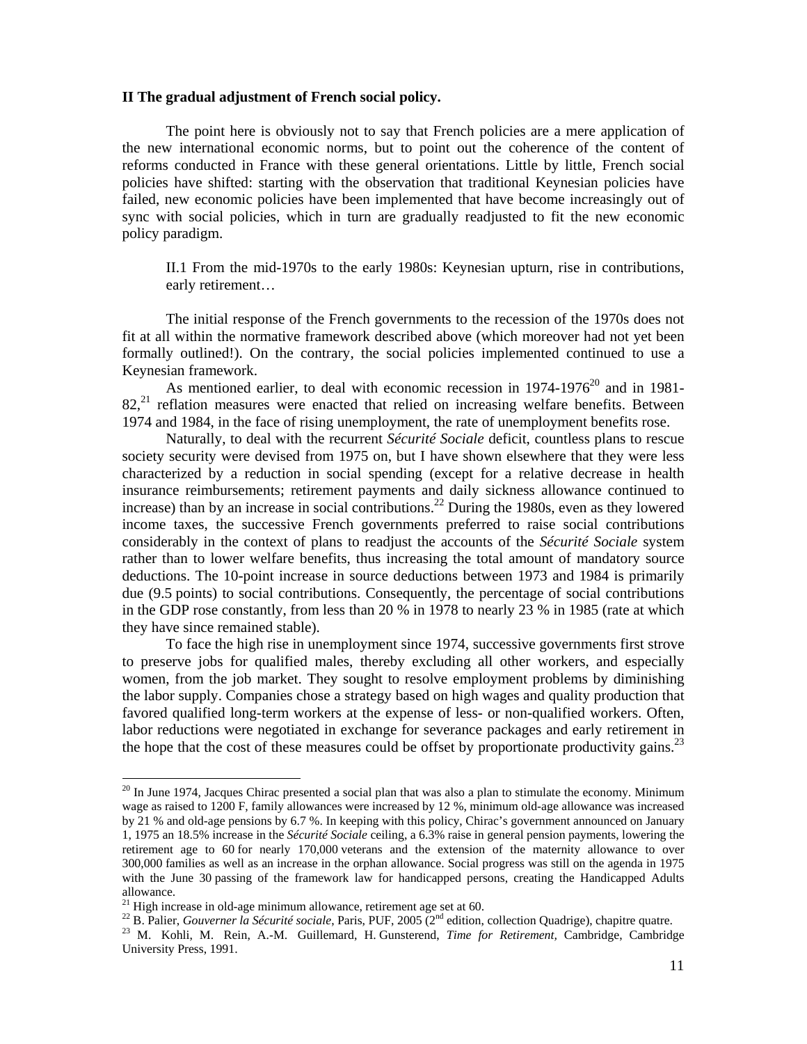## II The gradual adjustment of French social policy.

The point here is obviously not to say that French policies are a mere application of the new international economic norms, but to point out the coherence of the content of reforms conducted in France with these general orientations. Little by little, French social policies have shifted: starting with the observation that traditional Keynesian policies have failed, new economic policies have been implemented that have become increasingly out of sync with social policies, which in turn are gradually readjusted to fit the new economic policy paradigm.

### II.1 From the mid-1970s to the early 1980s: Keynesian upturn, rise in contributions, early retirement…

The initial response of the French governments to the recession of the 1970s does not fit at all within the normative framework described above (which moreover had not yet been formally outlined!). On the contrary, the social policies implemented continued to use a Keynesian framework.

As mentioned earlier, to deal with economic recession in 1974-1976[20] and in 1981-82,[21] reflation measures were enacted that relied on increasing welfare benefits. Between 1974 and 1984, in the face of rising unemployment, the rate of unemployment benefits rose.

Naturally, to deal with the recurrent *Sécurité Sociale* deficit, countless plans to rescue society security were devised from 1975 on, but I have shown elsewhere that they were less characterized by a reduction in social spending (except for a relative decrease in health insurance reimbursements; retirement payments and daily sickness allowance continued to increase) than by an increase in social contributions.[22] During the 1980s, even as they lowered income taxes, the successive French governments preferred to raise social contributions considerably in the context of plans to readjust the accounts of the *Sécurité Sociale* system rather than to lower welfare benefits, thus increasing the total amount of mandatory source deductions. The 10-point increase in source deductions between 1973 and 1984 is primarily due (9.5 points) to social contributions. Consequently, the percentage of social contributions in the GDP rose constantly, from less than 20 % in 1978 to nearly 23 % in 1985 (rate at which they have since remained stable).

To face the high rise in unemployment since 1974, successive governments first strove to preserve jobs for qualified males, thereby excluding all other workers, and especially women, from the job market. They sought to resolve employment problems by diminishing the labor supply. Companies chose a strategy based on high wages and quality production that favored qualified long-term workers at the expense of less- or non-qualified workers. Often, labor reductions were negotiated in exchange for severance packages and early retirement in the hope that the cost of these measures could be offset by proportionate productivity gains.[23]

---

[20] In June 1974, Jacques Chirac presented a social plan that was also a plan to stimulate the economy. Minimum wage as raised to 1200 F, family allowances were increased by 12 %, minimum old-age allowance was increased by 21 % and old-age pensions by 6.7 %. In keeping with this policy, Chirac's government announced on January 1, 1975 an 18.5% increase in the *Sécurité Sociale* ceiling, a 6.3% raise in general pension payments, lowering the retirement age to 60 for nearly 170,000 veterans and the extension of the maternity allowance to over 300,000 families as well as an increase in the orphan allowance. Social progress was still on the agenda in 1975 with the June 30 passing of the framework law for handicapped persons, creating the Handicapped Adults allowance.

[21] High increase in old-age minimum allowance, retirement age set at 60.

[22] B. Palier, *Gouverner la Sécurité sociale*, Paris, PUF, 2005 (2nd edition, collection Quadrige), chapitre quatre.

[23] M. Kohli, M. Rein, A.-M. Guillemard, H. Gunsterend, *Time for Retirement*, Cambridge, Cambridge University Press, 1991.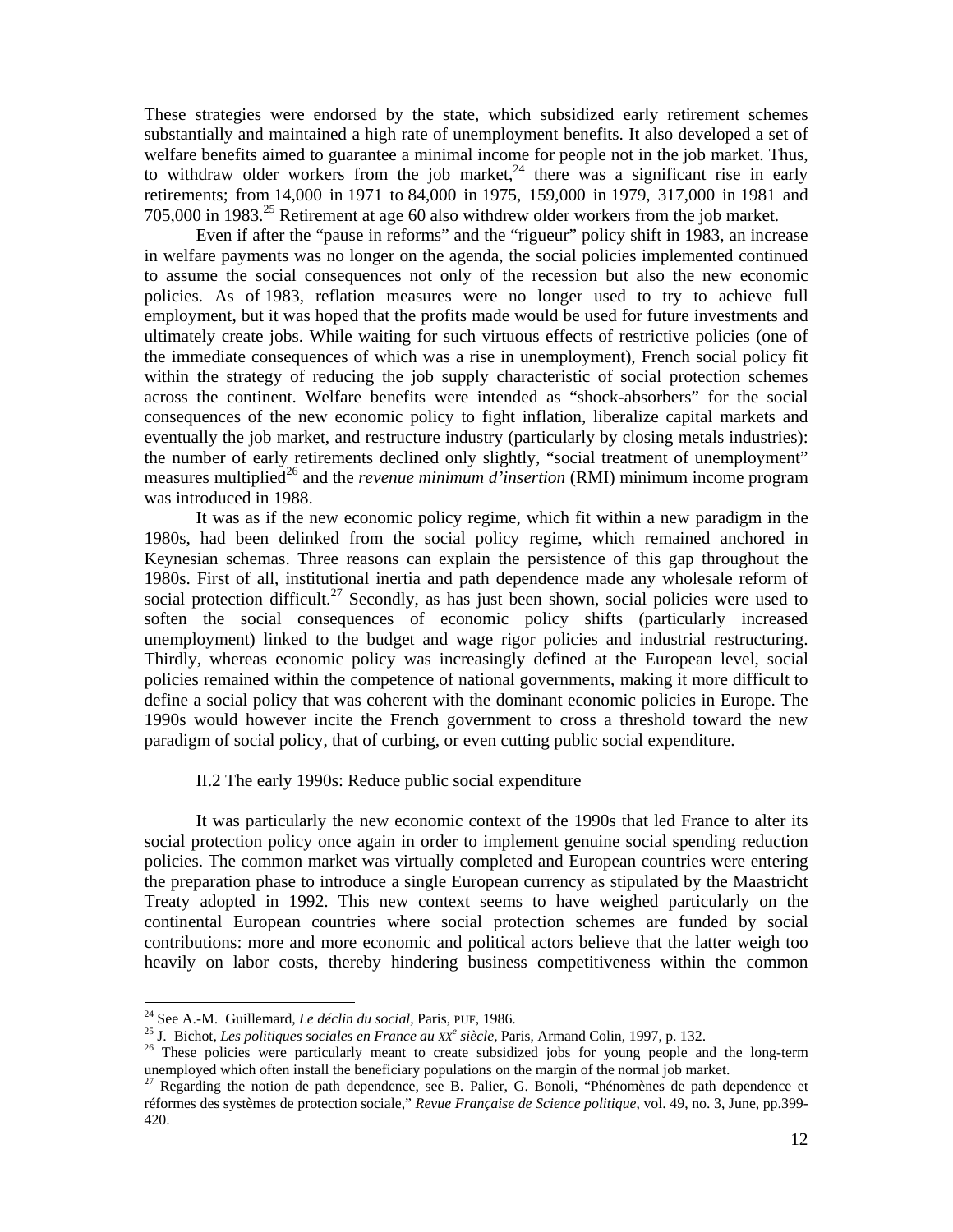These strategies were endorsed by the state, which subsidized early retirement schemes substantially and maintained a high rate of unemployment benefits. It also developed a set of welfare benefits aimed to guarantee a minimal income for people not in the job market. Thus, to withdraw older workers from the job market,[24] there was a significant rise in early retirements; from 14,000 in 1971 to 84,000 in 1975, 159,000 in 1979, 317,000 in 1981 and 705,000 in 1983.[25] Retirement at age 60 also withdrew older workers from the job market.

Even if after the "pause in reforms" and the "rigueur" policy shift in 1983, an increase in welfare payments was no longer on the agenda, the social policies implemented continued to assume the social consequences not only of the recession but also the new economic policies. As of 1983, reflation measures were no longer used to try to achieve full employment, but it was hoped that the profits made would be used for future investments and ultimately create jobs. While waiting for such virtuous effects of restrictive policies (one of the immediate consequences of which was a rise in unemployment), French social policy fit within the strategy of reducing the job supply characteristic of social protection schemes across the continent. Welfare benefits were intended as "shock-absorbers" for the social consequences of the new economic policy to fight inflation, liberalize capital markets and eventually the job market, and restructure industry (particularly by closing metals industries): the number of early retirements declined only slightly, "social treatment of unemployment" measures multiplied[26] and the *revenue minimum d'insertion* (RMI) minimum income program was introduced in 1988.

It was as if the new economic policy regime, which fit within a new paradigm in the 1980s, had been delinked from the social policy regime, which remained anchored in Keynesian schemas. Three reasons can explain the persistence of this gap throughout the 1980s. First of all, institutional inertia and path dependence made any wholesale reform of social protection difficult.[27] Secondly, as has just been shown, social policies were used to soften the social consequences of economic policy shifts (particularly increased unemployment) linked to the budget and wage rigor policies and industrial restructuring. Thirdly, whereas economic policy was increasingly defined at the European level, social policies remained within the competence of national governments, making it more difficult to define a social policy that was coherent with the dominant economic policies in Europe. The 1990s would however incite the French government to cross a threshold toward the new paradigm of social policy, that of curbing, or even cutting public social expenditure.

### II.2 The early 1990s: Reduce public social expenditure

It was particularly the new economic context of the 1990s that led France to alter its social protection policy once again in order to implement genuine social spending reduction policies. The common market was virtually completed and European countries were entering the preparation phase to introduce a single European currency as stipulated by the Maastricht Treaty adopted in 1992. This new context seems to have weighed particularly on the continental European countries where social protection schemes are funded by social contributions: more and more economic and political actors believe that the latter weigh too heavily on labor costs, thereby hindering business competitiveness within the common

---

[24] See A.-M. Guillemard, *Le déclin du social*, Paris, PUF, 1986.

[25] J. Bichot, *Les politiques sociales en France au XX^e siècle*, Paris, Armand Colin, 1997, p. 132.

[26] These policies were particularly meant to create subsidized jobs for young people and the long-term unemployed which often install the beneficiary populations on the margin of the normal job market.

[27] Regarding the notion de path dependence, see B. Palier, G. Bonoli, "Phénomènes de path dependence et réformes des systèmes de protection sociale," *Revue Française de Science politique*, vol. 49, no. 3, June, pp.399-420.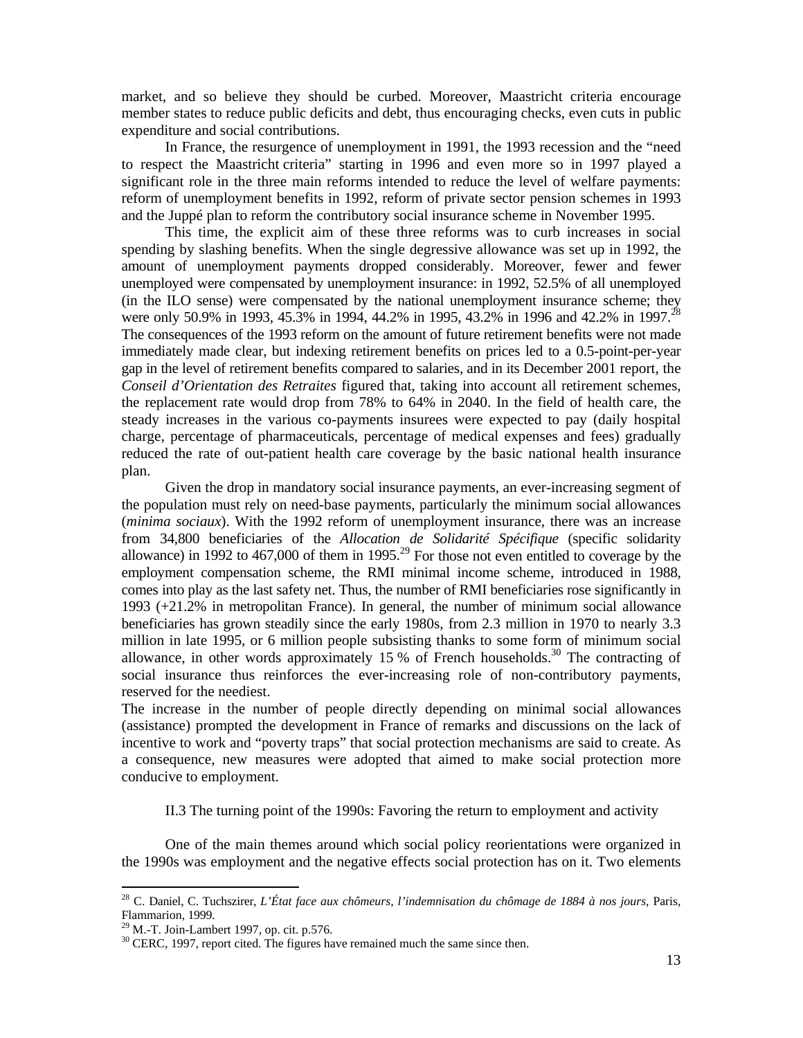market, and so believe they should be curbed. Moreover, Maastricht criteria encourage member states to reduce public deficits and debt, thus encouraging checks, even cuts in public expenditure and social contributions.

In France, the resurgence of unemployment in 1991, the 1993 recession and the "need to respect the Maastricht criteria" starting in 1996 and even more so in 1997 played a significant role in the three main reforms intended to reduce the level of welfare payments: reform of unemployment benefits in 1992, reform of private sector pension schemes in 1993 and the Juppé plan to reform the contributory social insurance scheme in November 1995.

This time, the explicit aim of these three reforms was to curb increases in social spending by slashing benefits. When the single degressive allowance was set up in 1992, the amount of unemployment payments dropped considerably. Moreover, fewer and fewer unemployed were compensated by unemployment insurance: in 1992, 52.5% of all unemployed (in the ILO sense) were compensated by the national unemployment insurance scheme; they were only 50.9% in 1993, 45.3% in 1994, 44.2% in 1995, 43.2% in 1996 and 42.2% in 1997.[28] The consequences of the 1993 reform on the amount of future retirement benefits were not made immediately made clear, but indexing retirement benefits on prices led to a 0.5-point-per-year gap in the level of retirement benefits compared to salaries, and in its December 2001 report, the *Conseil d'Orientation des Retraites* figured that, taking into account all retirement schemes, the replacement rate would drop from 78% to 64% in 2040. In the field of health care, the steady increases in the various co-payments insurees were expected to pay (daily hospital charge, percentage of pharmaceuticals, percentage of medical expenses and fees) gradually reduced the rate of out-patient health care coverage by the basic national health insurance plan.

Given the drop in mandatory social insurance payments, an ever-increasing segment of the population must rely on need-base payments, particularly the minimum social allowances (*minima sociaux*). With the 1992 reform of unemployment insurance, there was an increase from 34,800 beneficiaries of the *Allocation de Solidarité Spécifique* (specific solidarity allowance) in 1992 to 467,000 of them in 1995.[29] For those not even entitled to coverage by the employment compensation scheme, the RMI minimal income scheme, introduced in 1988, comes into play as the last safety net. Thus, the number of RMI beneficiaries rose significantly in 1993 (+21.2% in metropolitan France). In general, the number of minimum social allowance beneficiaries has grown steadily since the early 1980s, from 2.3 million in 1970 to nearly 3.3 million in late 1995, or 6 million people subsisting thanks to some form of minimum social allowance, in other words approximately 15 % of French households.[30] The contracting of social insurance thus reinforces the ever-increasing role of non-contributory payments, reserved for the neediest.

The increase in the number of people directly depending on minimal social allowances (assistance) prompted the development in France of remarks and discussions on the lack of incentive to work and "poverty traps" that social protection mechanisms are said to create. As a consequence, new measures were adopted that aimed to make social protection more conducive to employment.

### II.3 The turning point of the 1990s: Favoring the return to employment and activity

One of the main themes around which social policy reorientations were organized in the 1990s was employment and the negative effects social protection has on it. Two elements

---

[28] C. Daniel, C. Tuchszirer, *L'État face aux chômeurs, l'indemnisation du chômage de 1884 à nos jours*, Paris, Flammarion, 1999.

[29] M.-T. Join-Lambert 1997, op. cit. p.576.

[30] CERC, 1997, report cited. The figures have remained much the same since then.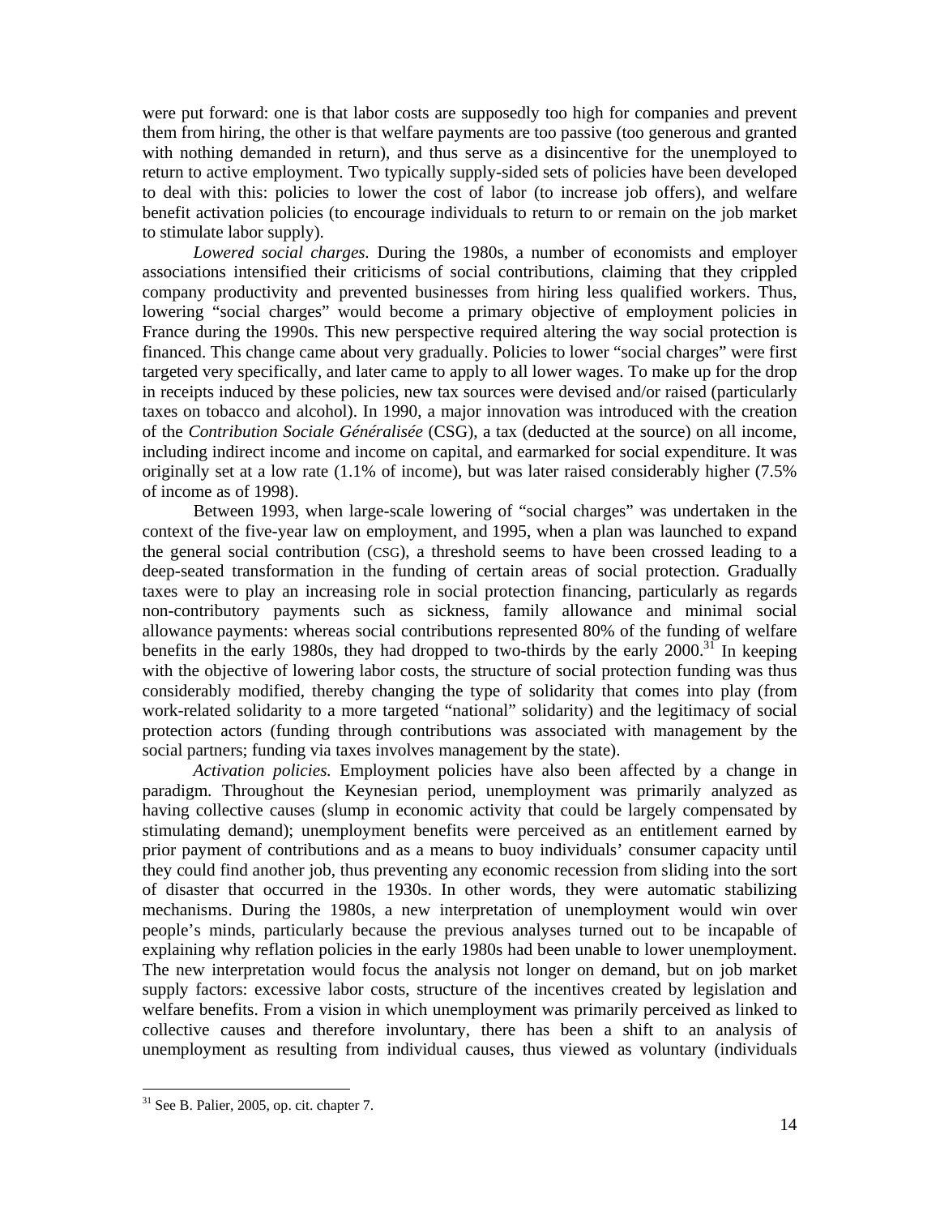were put forward: one is that labor costs are supposedly too high for companies and prevent them from hiring, the other is that welfare payments are too passive (too generous and granted with nothing demanded in return), and thus serve as a disincentive for the unemployed to return to active employment. Two typically supply-sided sets of policies have been developed to deal with this: policies to lower the cost of labor (to increase job offers), and welfare benefit activation policies (to encourage individuals to return to or remain on the job market to stimulate labor supply).

*Lowered social charges.* During the 1980s, a number of economists and employer associations intensified their criticisms of social contributions, claiming that they crippled company productivity and prevented businesses from hiring less qualified workers. Thus, lowering "social charges" would become a primary objective of employment policies in France during the 1990s. This new perspective required altering the way social protection is financed. This change came about very gradually. Policies to lower "social charges" were first targeted very specifically, and later came to apply to all lower wages. To make up for the drop in receipts induced by these policies, new tax sources were devised and/or raised (particularly taxes on tobacco and alcohol). In 1990, a major innovation was introduced with the creation of the *Contribution Sociale Généralisée* (CSG), a tax (deducted at the source) on all income, including indirect income and income on capital, and earmarked for social expenditure. It was originally set at a low rate (1.1% of income), but was later raised considerably higher (7.5% of income as of 1998).

Between 1993, when large-scale lowering of "social charges" was undertaken in the context of the five-year law on employment, and 1995, when a plan was launched to expand the general social contribution (CSG), a threshold seems to have been crossed leading to a deep-seated transformation in the funding of certain areas of social protection. Gradually taxes were to play an increasing role in social protection financing, particularly as regards non-contributory payments such as sickness, family allowance and minimal social allowance payments: whereas social contributions represented 80% of the funding of welfare benefits in the early 1980s, they had dropped to two-thirds by the early 2000.[31] In keeping with the objective of lowering labor costs, the structure of social protection funding was thus considerably modified, thereby changing the type of solidarity that comes into play (from work-related solidarity to a more targeted "national" solidarity) and the legitimacy of social protection actors (funding through contributions was associated with management by the social partners; funding via taxes involves management by the state).

*Activation policies.* Employment policies have also been affected by a change in paradigm. Throughout the Keynesian period, unemployment was primarily analyzed as having collective causes (slump in economic activity that could be largely compensated by stimulating demand); unemployment benefits were perceived as an entitlement earned by prior payment of contributions and as a means to buoy individuals' consumer capacity until they could find another job, thus preventing any economic recession from sliding into the sort of disaster that occurred in the 1930s. In other words, they were automatic stabilizing mechanisms. During the 1980s, a new interpretation of unemployment would win over people's minds, particularly because the previous analyses turned out to be incapable of explaining why reflation policies in the early 1980s had been unable to lower unemployment. The new interpretation would focus the analysis not longer on demand, but on job market supply factors: excessive labor costs, structure of the incentives created by legislation and welfare benefits. From a vision in which unemployment was primarily perceived as linked to collective causes and therefore involuntary, there has been a shift to an analysis of unemployment as resulting from individual causes, thus viewed as voluntary (individuals

---

[31] See B. Palier, 2005, op. cit. chapter 7.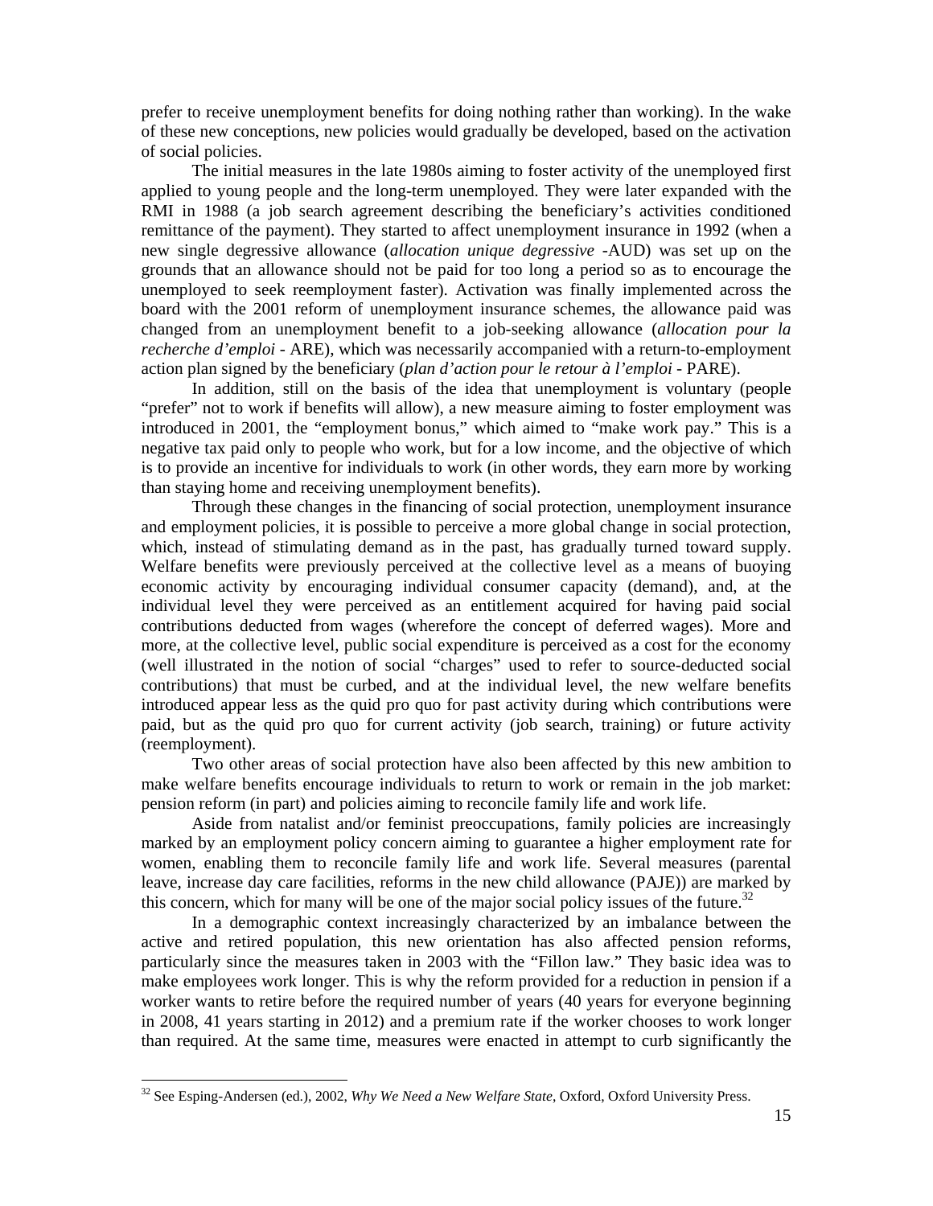prefer to receive unemployment benefits for doing nothing rather than working). In the wake of these new conceptions, new policies would gradually be developed, based on the activation of social policies.

The initial measures in the late 1980s aiming to foster activity of the unemployed first applied to young people and the long-term unemployed. They were later expanded with the RMI in 1988 (a job search agreement describing the beneficiary's activities conditioned remittance of the payment). They started to affect unemployment insurance in 1992 (when a new single degressive allowance (*allocation unique degressive* -AUD) was set up on the grounds that an allowance should not be paid for too long a period so as to encourage the unemployed to seek reemployment faster). Activation was finally implemented across the board with the 2001 reform of unemployment insurance schemes, the allowance paid was changed from an unemployment benefit to a job-seeking allowance (*allocation pour la recherche d'emploi* - ARE), which was necessarily accompanied with a return-to-employment action plan signed by the beneficiary (*plan d'action pour le retour à l'emploi* - PARE).

In addition, still on the basis of the idea that unemployment is voluntary (people "prefer" not to work if benefits will allow), a new measure aiming to foster employment was introduced in 2001, the "employment bonus," which aimed to "make work pay." This is a negative tax paid only to people who work, but for a low income, and the objective of which is to provide an incentive for individuals to work (in other words, they earn more by working than staying home and receiving unemployment benefits).

Through these changes in the financing of social protection, unemployment insurance and employment policies, it is possible to perceive a more global change in social protection, which, instead of stimulating demand as in the past, has gradually turned toward supply. Welfare benefits were previously perceived at the collective level as a means of buoying economic activity by encouraging individual consumer capacity (demand), and, at the individual level they were perceived as an entitlement acquired for having paid social contributions deducted from wages (wherefore the concept of deferred wages). More and more, at the collective level, public social expenditure is perceived as a cost for the economy (well illustrated in the notion of social "charges" used to refer to source-deducted social contributions) that must be curbed, and at the individual level, the new welfare benefits introduced appear less as the quid pro quo for past activity during which contributions were paid, but as the quid pro quo for current activity (job search, training) or future activity (reemployment).

Two other areas of social protection have also been affected by this new ambition to make welfare benefits encourage individuals to return to work or remain in the job market: pension reform (in part) and policies aiming to reconcile family life and work life.

Aside from natalist and/or feminist preoccupations, family policies are increasingly marked by an employment policy concern aiming to guarantee a higher employment rate for women, enabling them to reconcile family life and work life. Several measures (parental leave, increase day care facilities, reforms in the new child allowance (PAJE)) are marked by this concern, which for many will be one of the major social policy issues of the future.[32]

In a demographic context increasingly characterized by an imbalance between the active and retired population, this new orientation has also affected pension reforms, particularly since the measures taken in 2003 with the "Fillon law." They basic idea was to make employees work longer. This is why the reform provided for a reduction in pension if a worker wants to retire before the required number of years (40 years for everyone beginning in 2008, 41 years starting in 2012) and a premium rate if the worker chooses to work longer than required. At the same time, measures were enacted in attempt to curb significantly the

[32] See Esping-Andersen (ed.), 2002, *Why We Need a New Welfare State*, Oxford, Oxford University Press.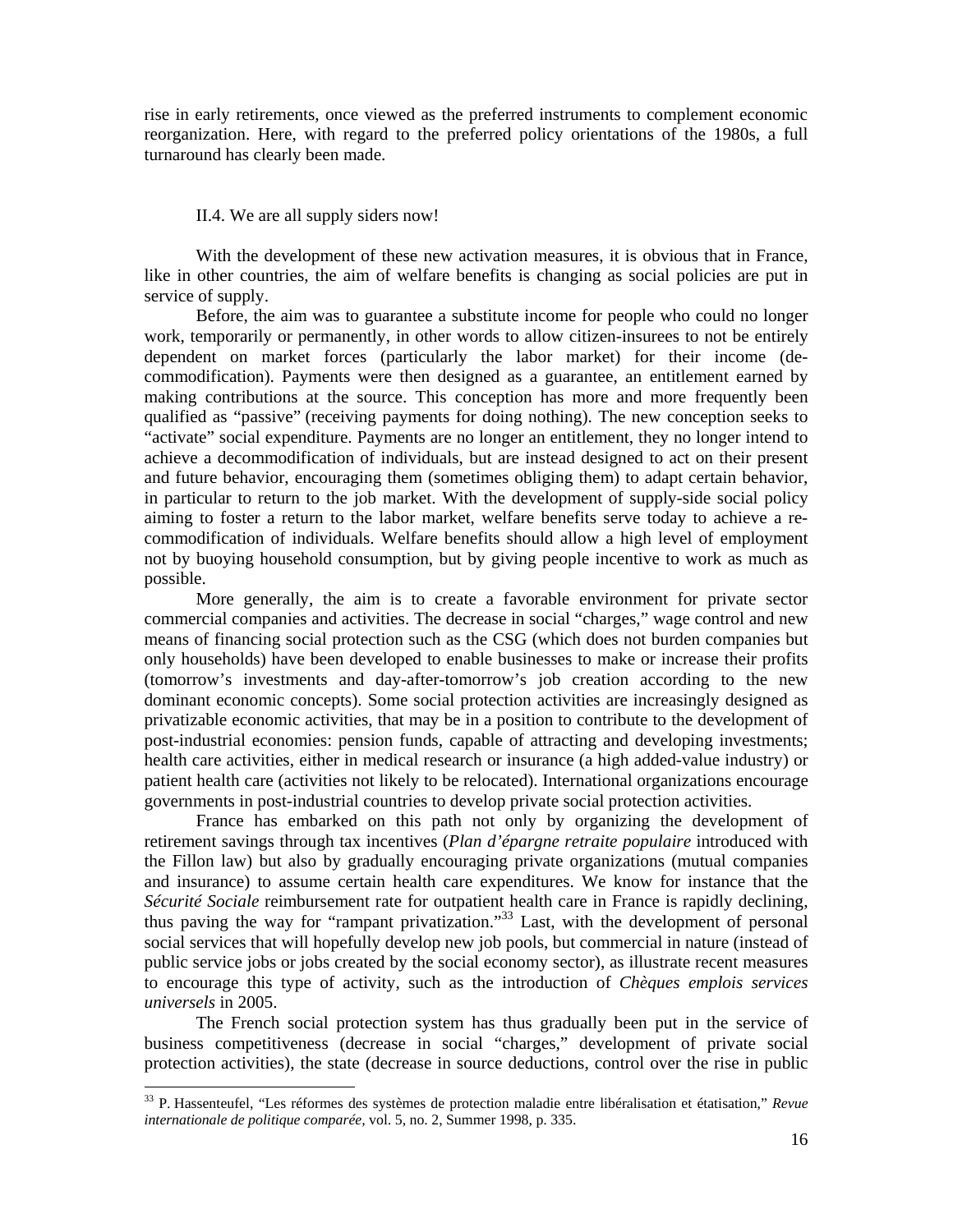rise in early retirements, once viewed as the preferred instruments to complement economic reorganization. Here, with regard to the preferred policy orientations of the 1980s, a full turnaround has clearly been made.

### II.4. We are all supply siders now!

With the development of these new activation measures, it is obvious that in France, like in other countries, the aim of welfare benefits is changing as social policies are put in service of supply.

Before, the aim was to guarantee a substitute income for people who could no longer work, temporarily or permanently, in other words to allow citizen-insurees to not be entirely dependent on market forces (particularly the labor market) for their income (de-commodification). Payments were then designed as a guarantee, an entitlement earned by making contributions at the source. This conception has more and more frequently been qualified as "passive" (receiving payments for doing nothing). The new conception seeks to "activate" social expenditure. Payments are no longer an entitlement, they no longer intend to achieve a decommodification of individuals, but are instead designed to act on their present and future behavior, encouraging them (sometimes obliging them) to adapt certain behavior, in particular to return to the job market. With the development of supply-side social policy aiming to foster a return to the labor market, welfare benefits serve today to achieve a re-commodification of individuals. Welfare benefits should allow a high level of employment not by buoying household consumption, but by giving people incentive to work as much as possible.

More generally, the aim is to create a favorable environment for private sector commercial companies and activities. The decrease in social "charges," wage control and new means of financing social protection such as the CSG (which does not burden companies but only households) have been developed to enable businesses to make or increase their profits (tomorrow's investments and day-after-tomorrow's job creation according to the new dominant economic concepts). Some social protection activities are increasingly designed as privatizable economic activities, that may be in a position to contribute to the development of post-industrial economies: pension funds, capable of attracting and developing investments; health care activities, either in medical research or insurance (a high added-value industry) or patient health care (activities not likely to be relocated). International organizations encourage governments in post-industrial countries to develop private social protection activities.

France has embarked on this path not only by organizing the development of retirement savings through tax incentives (*Plan d'épargne retraite populaire* introduced with the Fillon law) but also by gradually encouraging private organizations (mutual companies and insurance) to assume certain health care expenditures. We know for instance that the *Sécurité Sociale* reimbursement rate for outpatient health care in France is rapidly declining, thus paving the way for "rampant privatization."[33] Last, with the development of personal social services that will hopefully develop new job pools, but commercial in nature (instead of public service jobs or jobs created by the social economy sector), as illustrate recent measures to encourage this type of activity, such as the introduction of *Chèques emplois services universels* in 2005.

The French social protection system has thus gradually been put in the service of business competitiveness (decrease in social "charges," development of private social protection activities), the state (decrease in source deductions, control over the rise in public

---

[33] P. Hassenteufel, "Les réformes des systèmes de protection maladie entre libéralisation et étatisation," *Revue internationale de politique comparée*, vol. 5, no. 2, Summer 1998, p. 335.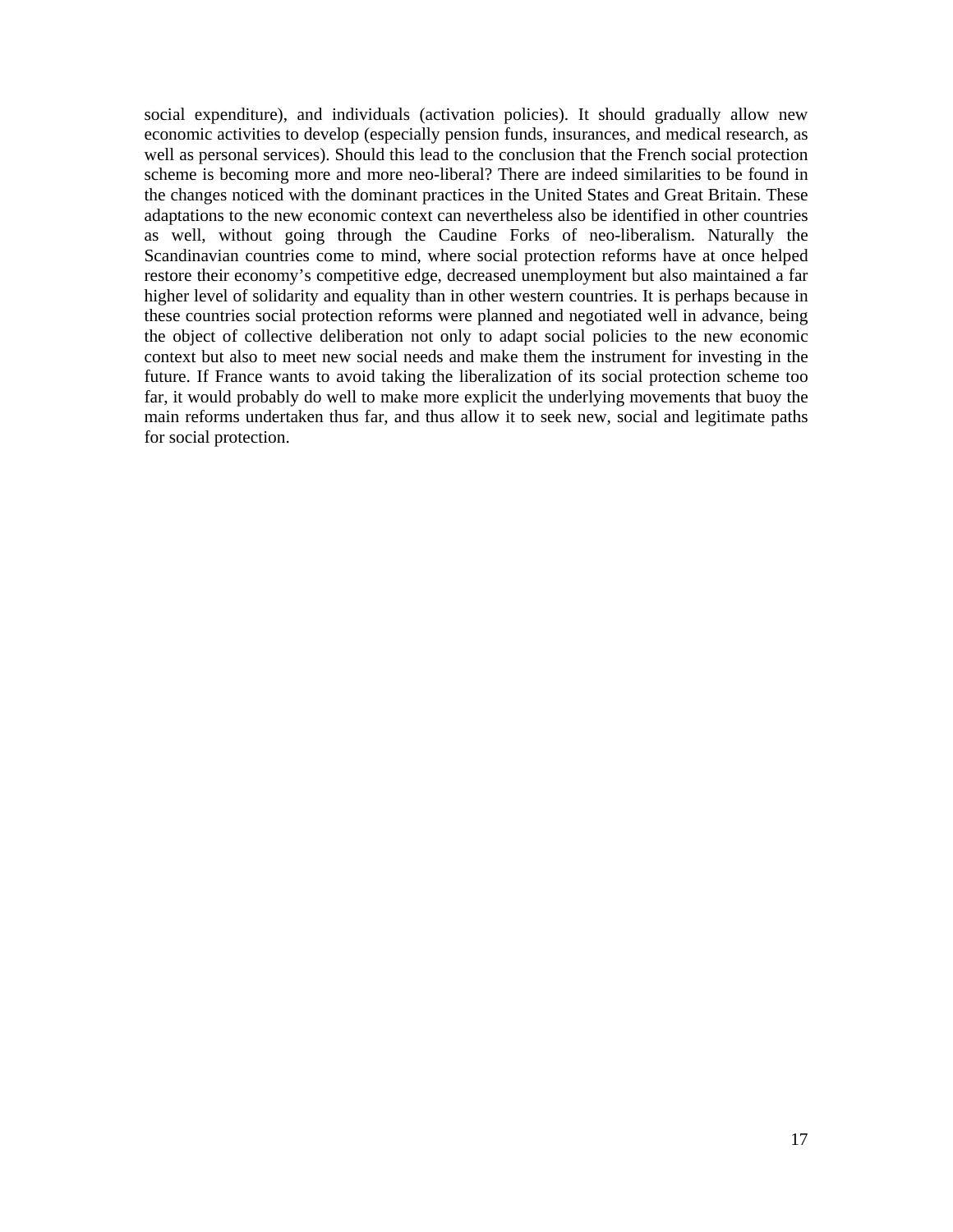social expenditure), and individuals (activation policies). It should gradually allow new economic activities to develop (especially pension funds, insurances, and medical research, as well as personal services). Should this lead to the conclusion that the French social protection scheme is becoming more and more neo-liberal? There are indeed similarities to be found in the changes noticed with the dominant practices in the United States and Great Britain. These adaptations to the new economic context can nevertheless also be identified in other countries as well, without going through the Caudine Forks of neo-liberalism. Naturally the Scandinavian countries come to mind, where social protection reforms have at once helped restore their economy's competitive edge, decreased unemployment but also maintained a far higher level of solidarity and equality than in other western countries. It is perhaps because in these countries social protection reforms were planned and negotiated well in advance, being the object of collective deliberation not only to adapt social policies to the new economic context but also to meet new social needs and make them the instrument for investing in the future. If France wants to avoid taking the liberalization of its social protection scheme too far, it would probably do well to make more explicit the underlying movements that buoy the main reforms undertaken thus far, and thus allow it to seek new, social and legitimate paths for social protection.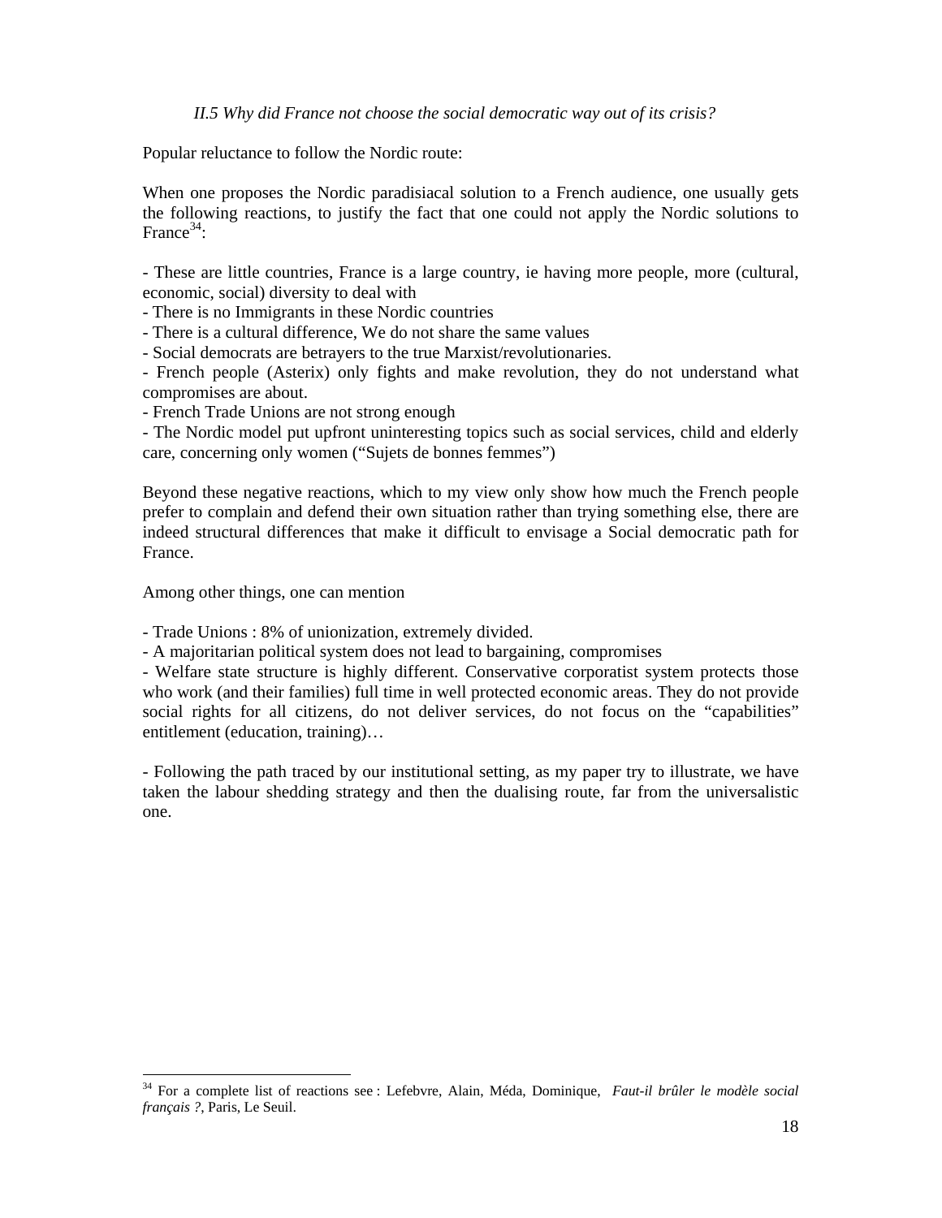### *II.5 Why did France not choose the social democratic way out of its crisis?*

Popular reluctance to follow the Nordic route:

When one proposes the Nordic paradisiacal solution to a French audience, one usually gets the following reactions, to justify the fact that one could not apply the Nordic solutions to France[34]:

- These are little countries, France is a large country, ie having more people, more (cultural, economic, social) diversity to deal with
- There is no Immigrants in these Nordic countries
- There is a cultural difference, We do not share the same values
- Social democrats are betrayers to the true Marxist/revolutionaries.
- French people (Asterix) only fights and make revolution, they do not understand what compromises are about.
- French Trade Unions are not strong enough
- The Nordic model put upfront uninteresting topics such as social services, child and elderly care, concerning only women ("Sujets de bonnes femmes")

Beyond these negative reactions, which to my view only show how much the French people prefer to complain and defend their own situation rather than trying something else, there are indeed structural differences that make it difficult to envisage a Social democratic path for France.

Among other things, one can mention

- Trade Unions : 8% of unionization, extremely divided.
- A majoritarian political system does not lead to bargaining, compromises
- Welfare state structure is highly different. Conservative corporatist system protects those who work (and their families) full time in well protected economic areas. They do not provide social rights for all citizens, do not deliver services, do not focus on the "capabilities" entitlement (education, training)…

- Following the path traced by our institutional setting, as my paper try to illustrate, we have taken the labour shedding strategy and then the dualising route, far from the universalistic one.

[34] For a complete list of reactions see : Lefebvre, Alain, Méda, Dominique, *Faut-il brûler le modèle social français ?*, Paris, Le Seuil.